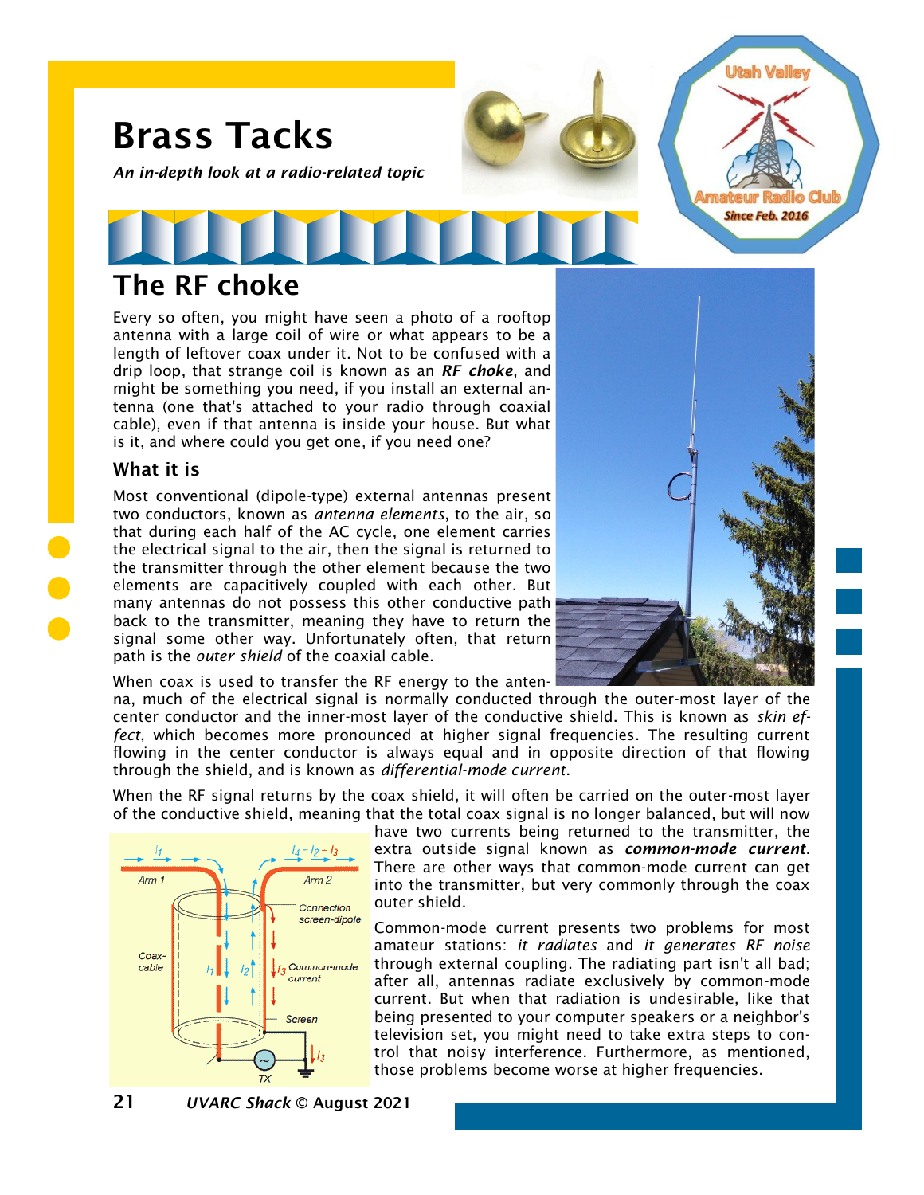# Brass Tacks

*An in-depth look at a radio-related topic*

## The RF choke

Every so often, you might have seen a photo of a rooftop antenna with a large coil of wire or what appears to be a length of leftover coax under it. Not to be confused with a drip loop, that strange coil is known as an ***RF choke***, and might be something you need, if you install an external antenna (one that's attached to your radio through coaxial cable), even if that antenna is inside your house. But what is it, and where could you get one, if you need one?

### What it is

Most conventional (dipole-type) external antennas present two conductors, known as *antenna elements*, to the air, so that during each half of the AC cycle, one element carries the electrical signal to the air, then the signal is returned to the transmitter through the other element because the two elements are capacitively coupled with each other. But many antennas do not possess this other conductive path back to the transmitter, meaning they have to return the signal some other way. Unfortunately often, that return path is the *outer shield* of the coaxial cable.

When coax is used to transfer the RF energy to the antenna, much of the electrical signal is normally conducted through the outer-most layer of the center conductor and the inner-most layer of the conductive shield. This is known as *skin effect*, which becomes more pronounced at higher signal frequencies. The resulting current flowing in the center conductor is always equal and in opposite direction of that flowing through the shield, and is known as *differential-mode current*.

When the RF signal returns by the coax shield, it will often be carried on the outer-most layer of the conductive shield, meaning that the total coax signal is no longer balanced, but will now have two currents being returned to the transmitter, the extra outside signal known as ***common-mode current***. There are other ways that common-mode current can get into the transmitter, but very commonly through the coax outer shield.

Common-mode current presents two problems for most amateur stations: *it radiates* and *it generates RF noise* through external coupling. The radiating part isn't all bad; after all, antennas radiate exclusively by common-mode current. But when that radiation is undesirable, like that being presented to your computer speakers or a neighbor's television set, you might need to take extra steps to control that noisy interference. Furthermore, as mentioned, those problems become worse at higher frequencies.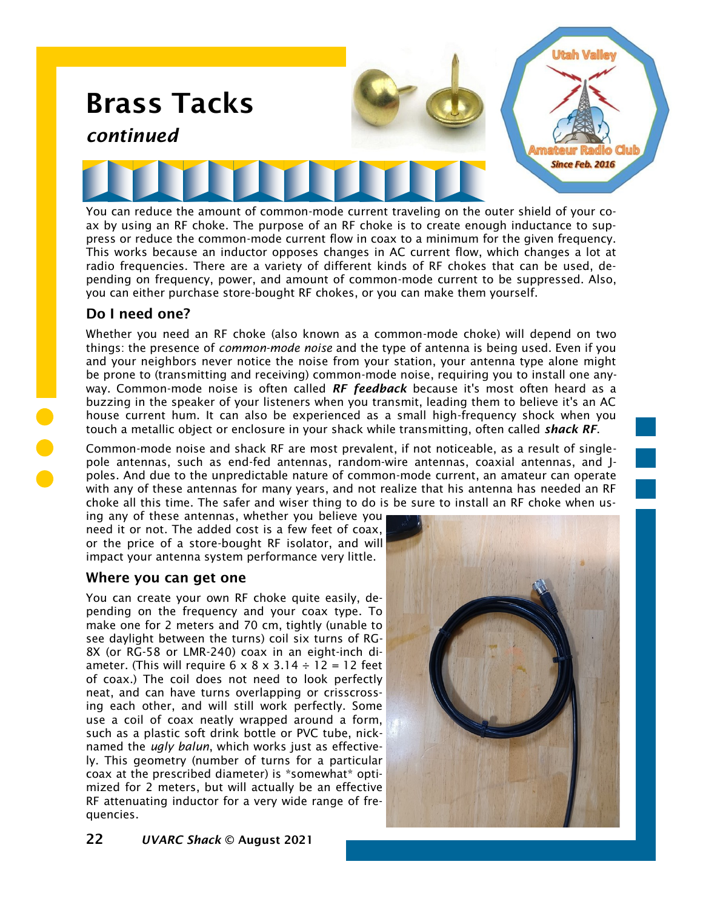# Brass Tacks

*continued*

You can reduce the amount of common-mode current traveling on the outer shield of your coax by using an RF choke. The purpose of an RF choke is to create enough inductance to suppress or reduce the common-mode current flow in coax to a minimum for the given frequency. This works because an inductor opposes changes in AC current flow, which changes a lot at radio frequencies. There are a variety of different kinds of RF chokes that can be used, depending on frequency, power, and amount of common-mode current to be suppressed. Also, you can either purchase store-bought RF chokes, or you can make them yourself.

### Do I need one?

Whether you need an RF choke (also known as a common-mode choke) will depend on two things: the presence of *common-mode noise* and the type of antenna is being used. Even if you and your neighbors never notice the noise from your station, your antenna type alone might be prone to (transmitting and receiving) common-mode noise, requiring you to install one anyway. Common-mode noise is often called ***RF feedback*** because it's most often heard as a buzzing in the speaker of your listeners when you transmit, leading them to believe it's an AC house current hum. It can also be experienced as a small high-frequency shock when you touch a metallic object or enclosure in your shack while transmitting, often called ***shack RF***.

Common-mode noise and shack RF are most prevalent, if not noticeable, as a result of single-pole antennas, such as end-fed antennas, random-wire antennas, coaxial antennas, and J-poles. And due to the unpredictable nature of common-mode current, an amateur can operate with any of these antennas for many years, and not realize that his antenna has needed an RF choke all this time. The safer and wiser thing to do is be sure to install an RF choke when using any of these antennas, whether you believe you need it or not. The added cost is a few feet of coax, or the price of a store-bought RF isolator, and will impact your antenna system performance very little.

### Where you can get one

You can create your own RF choke quite easily, depending on the frequency and your coax type. To make one for 2 meters and 70 cm, tightly (unable to see daylight between the turns) coil six turns of RG-8X (or RG-58 or LMR-240) coax in an eight-inch diameter. (This will require 6 x 8 x 3.14 ÷ 12 = 12 feet of coax.) The coil does not need to look perfectly neat, and can have turns overlapping or crisscrossing each other, and will still work perfectly. Some use a coil of coax neatly wrapped around a form, such as a plastic soft drink bottle or PVC tube, nicknamed the *ugly balun*, which works just as effectively. This geometry (number of turns for a particular coax at the prescribed diameter) is *somewhat* optimized for 2 meters, but will actually be an effective RF attenuating inductor for a very wide range of frequencies.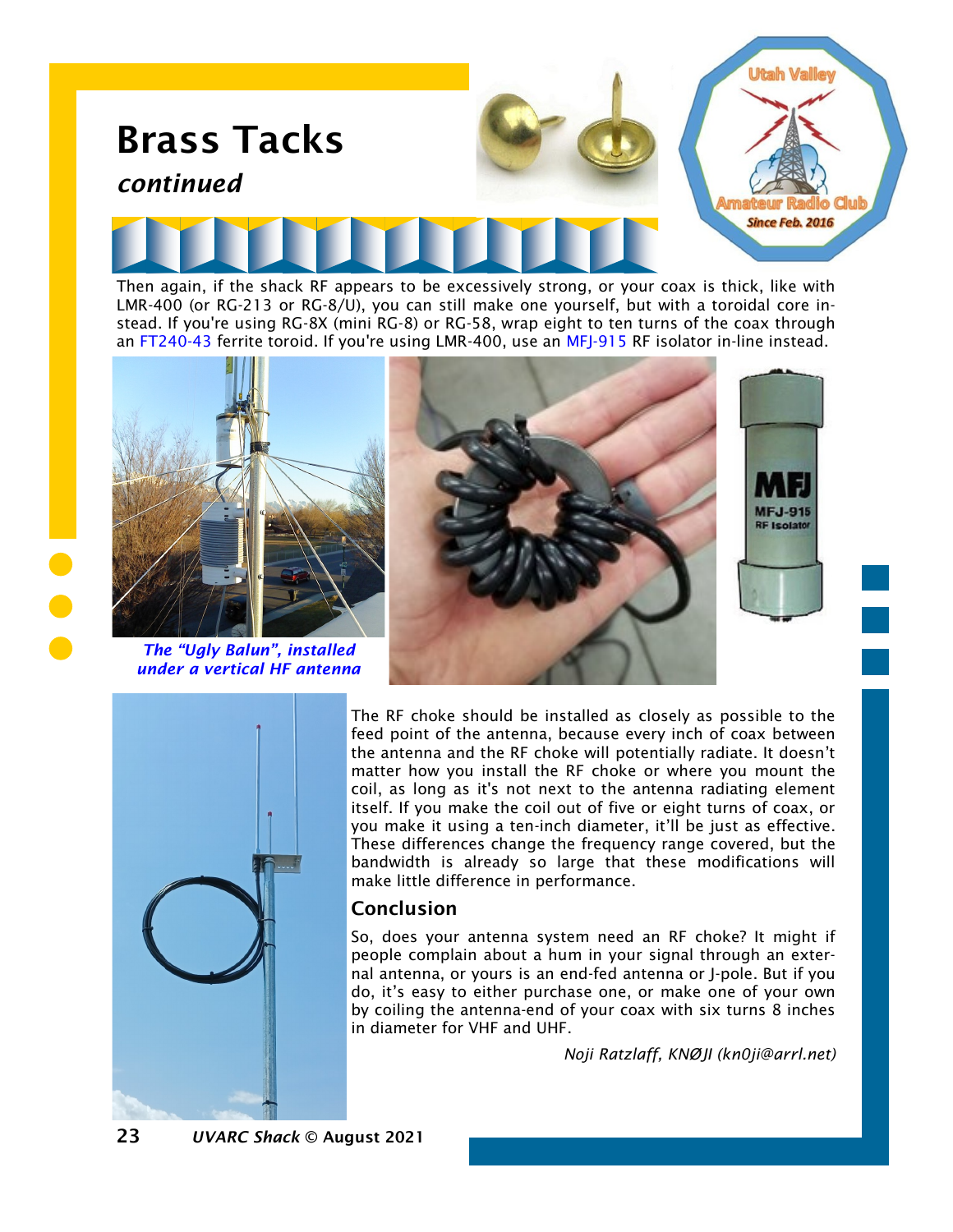# Brass Tacks

*continued*

Then again, if the shack RF appears to be excessively strong, or your coax is thick, like with LMR-400 (or RG-213 or RG-8/U), you can still make one yourself, but with a toroidal core instead. If you're using RG-8X (mini RG-8) or RG-58, wrap eight to ten turns of the coax through an FT240-43 ferrite toroid. If you're using LMR-400, use an MFJ-915 RF isolator in-line instead.

***The "Ugly Balun", installed under a vertical HF antenna***

The RF choke should be installed as closely as possible to the feed point of the antenna, because every inch of coax between the antenna and the RF choke will potentially radiate. It doesn't matter how you install the RF choke or where you mount the coil, as long as it's not next to the antenna radiating element itself. If you make the coil out of five or eight turns of coax, or you make it using a ten-inch diameter, it'll be just as effective. These differences change the frequency range covered, but the bandwidth is already so large that these modifications will make little difference in performance.

## Conclusion

So, does your antenna system need an RF choke? It might if people complain about a hum in your signal through an external antenna, or yours is an end-fed antenna or J-pole. But if you do, it's easy to either purchase one, or make one of your own by coiling the antenna-end of your coax with six turns 8 inches in diameter for VHF and UHF.

*Noji Ratzlaff, KNØJI (kn0ji@arrl.net)*